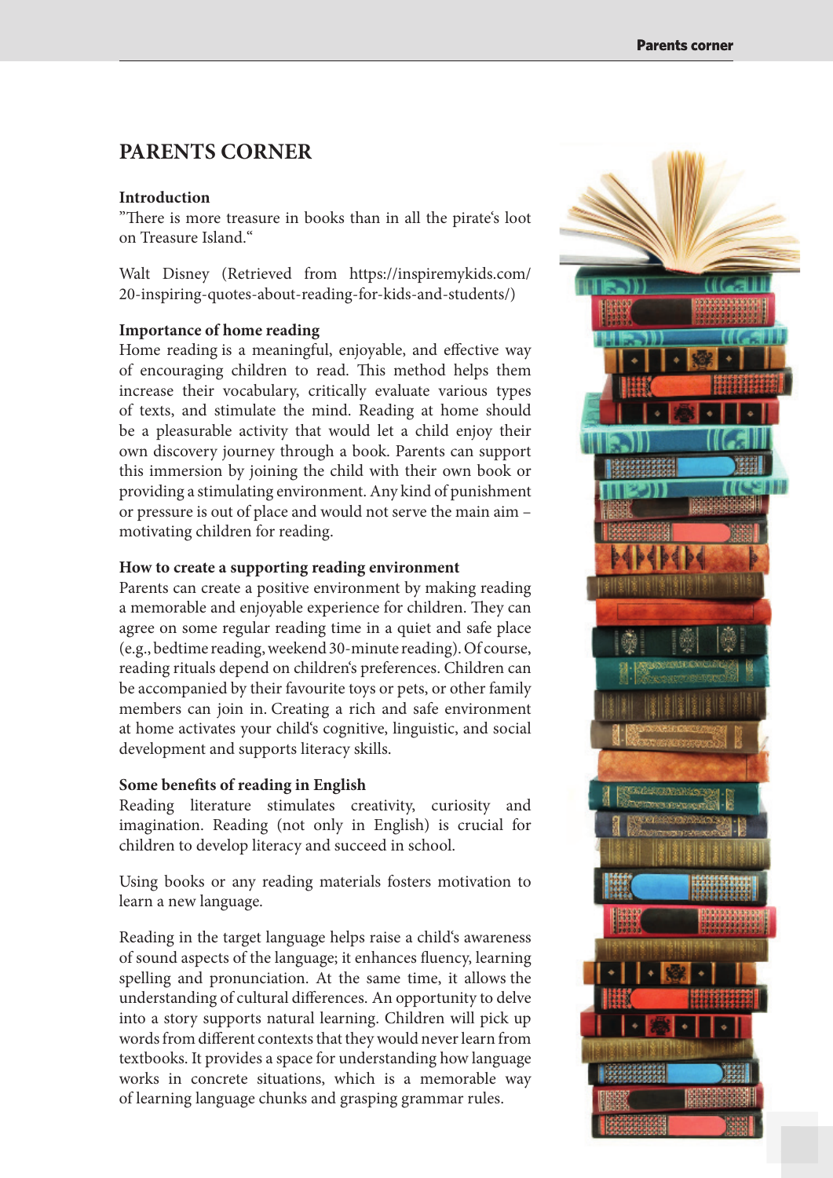# PARENTS CORNER

### Introduction

”There is more treasure in books than in all the pirate's loot on Treasure Island.“

Walt Disney (Retrieved from https://inspiremykids.com/20-inspiring-quotes-about-reading-for-kids-and-students/)

### Importance of home reading

Home reading is a meaningful, enjoyable, and effective way of encouraging children to read. This method helps them increase their vocabulary, critically evaluate various types of texts, and stimulate the mind. Reading at home should be a pleasurable activity that would let a child enjoy their own discovery journey through a book. Parents can support this immersion by joining the child with their own book or providing a stimulating environment. Any kind of punishment or pressure is out of place and would not serve the main aim – motivating children for reading.

### How to create a supporting reading environment

Parents can create a positive environment by making reading a memorable and enjoyable experience for children. They can agree on some regular reading time in a quiet and safe place (e.g., bedtime reading, weekend 30-minute reading). Of course, reading rituals depend on children's preferences. Children can be accompanied by their favourite toys or pets, or other family members can join in. Creating a rich and safe environment at home activates your child's cognitive, linguistic, and social development and supports literacy skills.

### Some benefits of reading in English

Reading literature stimulates creativity, curiosity and imagination. Reading (not only in English) is crucial for children to develop literacy and succeed in school.

Using books or any reading materials fosters motivation to learn a new language.

Reading in the target language helps raise a child's awareness of sound aspects of the language; it enhances fluency, learning spelling and pronunciation. At the same time, it allows the understanding of cultural differences. An opportunity to delve into a story supports natural learning. Children will pick up words from different contexts that they would never learn from textbooks. It provides a space for understanding how language works in concrete situations, which is a memorable way of learning language chunks and grasping grammar rules.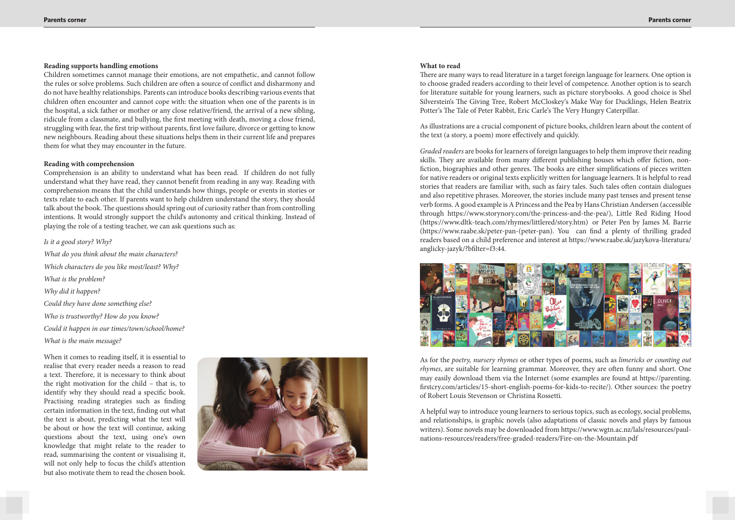### Reading supports handling emotions

Children sometimes cannot manage their emotions, are not empathetic, and cannot follow the rules or solve problems. Such children are often a source of conflict and disharmony and do not have healthy relationships. Parents can introduce books describing various events that children often encounter and cannot cope with: the situation when one of the parents is in the hospital, a sick father or mother or any close relative/friend, the arrival of a new sibling, ridicule from a classmate, and bullying, the first meeting with death, moving a close friend, struggling with fear, the first trip without parents, first love failure, divorce or getting to know new neighbours. Reading about these situations helps them in their current life and prepares them for what they may encounter in the future.

### Reading with comprehension

Comprehension is an ability to understand what has been read. If children do not fully understand what they have read, they cannot benefit from reading in any way. Reading with comprehension means that the child understands how things, people or events in stories or texts relate to each other. If parents want to help children understand the story, they should talk about the book. The questions should spring out of curiosity rather than from controlling intentions. It would strongly support the child's autonomy and critical thinking. Instead of playing the role of a testing teacher, we can ask questions such as:

*Is it a good story? Why?*

*What do you think about the main characters?*

*Which characters do you like most/least? Why?*

*What is the problem?*

*Why did it happen?*

*Could they have done something else?*

*Who is trustworthy? How do you know?*

*Could it happen in our times/town/school/home?*

*What is the main message?*

When it comes to reading itself, it is essential to realise that every reader needs a reason to read a text. Therefore, it is necessary to think about the right motivation for the child – that is, to identify why they should read a specific book. Practising reading strategies such as finding certain information in the text, finding out what the text is about, predicting what the text will be about or how the text will continue, asking questions about the text, using one's own knowledge that might relate to the reader to read, summarising the content or visualising it, will not only help to focus the child's attention but also motivate them to read the chosen book.

### What to read

There are many ways to read literature in a target foreign language for learners. One option is to choose graded readers according to their level of competence. Another option is to search for literature suitable for young learners, such as picture storybooks. A good choice is Shel Silverstein's The Giving Tree, Robert McCloskey's Make Way for Ducklings, Helen Beatrix Potter's The Tale of Peter Rabbit, Eric Carle's The Very Hungry Caterpillar.

As illustrations are a crucial component of picture books, children learn about the content of the text (a story, a poem) more effectively and quickly.

*Graded readers* are books for learners of foreign languages to help them improve their reading skills. They are available from many different publishing houses which offer fiction, non-fiction, biographies and other genres. The books are either simplifications of pieces written for native readers or original texts explicitly written for language learners. It is helpful to read stories that readers are familiar with, such as fairy tales. Such tales often contain dialogues and also repetitive phrases. Moreover, the stories include many past tenses and present tense verb forms. A good example is A Princess and the Pea by Hans Christian Andersen (accessible through https://www.storynory.com/the-princess-and-the-pea/), Little Red Riding Hood (https://www.dltk-teach.com/rhymes/littlered/story.htm) or Peter Pen by James M. Barrie (https://www.raabe.sk/peter-pan-(peter-pan). You can find a plenty of thrilling graded readers based on a child preference and interest at https://www.raabe.sk/jazykova-literatura/anglicky-jazyk/?bfilter=f3:44.

As for the *poetry, nursery rhymes* or other types of poems, such as *limericks or counting out rhymes*, are suitable for learning grammar. Moreover, they are often funny and short. One may easily download them via the Internet (some examples are found at https://parenting.firstcry.com/articles/15-short-english-poems-for-kids-to-recite/). Other sources: the poetry of Robert Louis Stevenson or Christina Rossetti.

A helpful way to introduce young learners to serious topics, such as ecology, social problems, and relationships, is graphic novels (also adaptations of classic novels and plays by famous writers). Some novels may be downloaded from https://www.wgtn.ac.nz/lals/resources/paul-nations-resources/readers/free-graded-readers/Fire-on-the-Mountain.pdf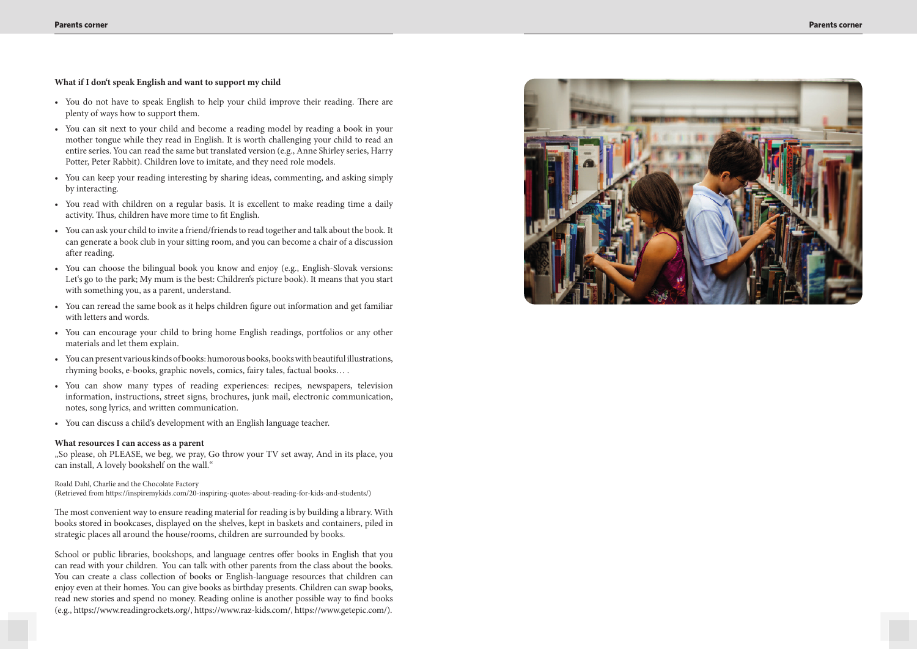**What if I don't speak English and want to support my child**

- You do not have to speak English to help your child improve their reading. There are plenty of ways how to support them.
- You can sit next to your child and become a reading model by reading a book in your mother tongue while they read in English. It is worth challenging your child to read an entire series. You can read the same but translated version (e.g., Anne Shirley series, Harry Potter, Peter Rabbit). Children love to imitate, and they need role models.
- You can keep your reading interesting by sharing ideas, commenting, and asking simply by interacting.
- You read with children on a regular basis. It is excellent to make reading time a daily activity. Thus, children have more time to fit English.
- You can ask your child to invite a friend/friends to read together and talk about the book. It can generate a book club in your sitting room, and you can become a chair of a discussion after reading.
- You can choose the bilingual book you know and enjoy (e.g., English-Slovak versions: Let's go to the park; My mum is the best: Children's picture book). It means that you start with something you, as a parent, understand.
- You can reread the same book as it helps children figure out information and get familiar with letters and words.
- You can encourage your child to bring home English readings, portfolios or any other materials and let them explain.
- You can present various kinds of books: humorous books, books with beautiful illustrations, rhyming books, e-books, graphic novels, comics, fairy tales, factual books… .
- You can show many types of reading experiences: recipes, newspapers, television information, instructions, street signs, brochures, junk mail, electronic communication, notes, song lyrics, and written communication.
- You can discuss a child's development with an English language teacher.

**What resources I can access as a parent**

„So please, oh PLEASE, we beg, we pray, Go throw your TV set away, And in its place, you can install, A lovely bookshelf on the wall."

Roald Dahl, Charlie and the Chocolate Factory
(Retrieved from https://inspiremykids.com/20-inspiring-quotes-about-reading-for-kids-and-students/)

The most convenient way to ensure reading material for reading is by building a library. With books stored in bookcases, displayed on the shelves, kept in baskets and containers, piled in strategic places all around the house/rooms, children are surrounded by books.

School or public libraries, bookshops, and language centres offer books in English that you can read with your children. You can talk with other parents from the class about the books. You can create a class collection of books or English-language resources that children can enjoy even at their homes. You can give books as birthday presents. Children can swap books, read new stories and spend no money. Reading online is another possible way to find books (e.g., https://www.readingrockets.org/, https://www.raz-kids.com/, https://www.getepic.com/).